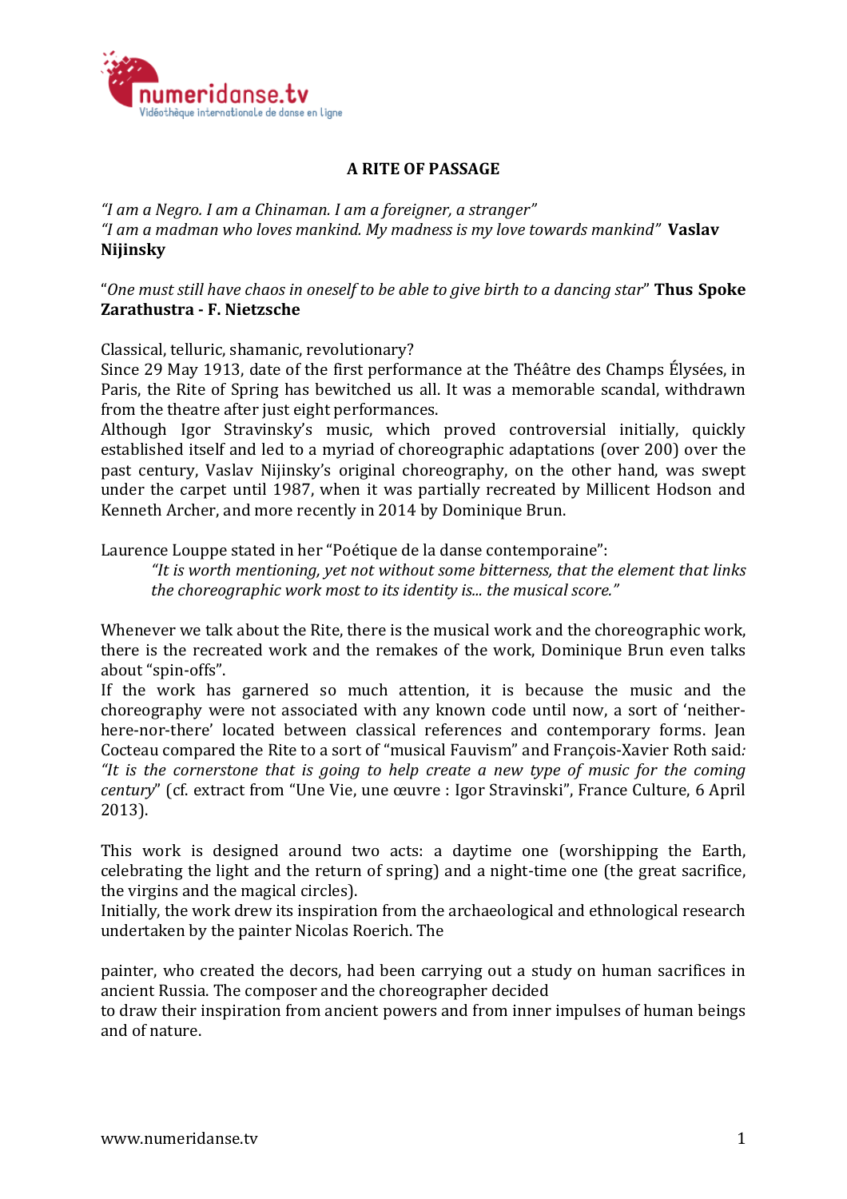# A RITE OF PASSAGE

*"I am a Negro. I am a Chinaman. I am a foreigner, a stranger"*
*"I am a madman who loves mankind. My madness is my love towards mankind"* **Vaslav Nijinsky**

"*One must still have chaos in oneself to be able to give birth to a dancing star*" **Thus Spoke Zarathustra - F. Nietzsche**

Classical, telluric, shamanic, revolutionary?
Since 29 May 1913, date of the first performance at the Théâtre des Champs Élysées, in Paris, the Rite of Spring has bewitched us all. It was a memorable scandal, withdrawn from the theatre after just eight performances.
Although Igor Stravinsky's music, which proved controversial initially, quickly established itself and led to a myriad of choreographic adaptations (over 200) over the past century, Vaslav Nijinsky's original choreography, on the other hand, was swept under the carpet until 1987, when it was partially recreated by Millicent Hodson and Kenneth Archer, and more recently in 2014 by Dominique Brun.

Laurence Louppe stated in her "Poétique de la danse contemporaine":

> *"It is worth mentioning, yet not without some bitterness, that the element that links the choreographic work most to its identity is... the musical score."*

Whenever we talk about the Rite, there is the musical work and the choreographic work, there is the recreated work and the remakes of the work, Dominique Brun even talks about "spin-offs".
If the work has garnered so much attention, it is because the music and the choreography were not associated with any known code until now, a sort of 'neither-here-nor-there' located between classical references and contemporary forms. Jean Cocteau compared the Rite to a sort of "musical Fauvism" and François-Xavier Roth said*: "It is the cornerstone that is going to help create a new type of music for the coming century*" (cf. extract from "Une Vie, une œuvre : Igor Stravinski", France Culture, 6 April 2013).

This work is designed around two acts: a daytime one (worshipping the Earth, celebrating the light and the return of spring) and a night-time one (the great sacrifice, the virgins and the magical circles).
Initially, the work drew its inspiration from the archaeological and ethnological research undertaken by the painter Nicolas Roerich. The

painter, who created the decors, had been carrying out a study on human sacrifices in ancient Russia. The composer and the choreographer decided
to draw their inspiration from ancient powers and from inner impulses of human beings and of nature.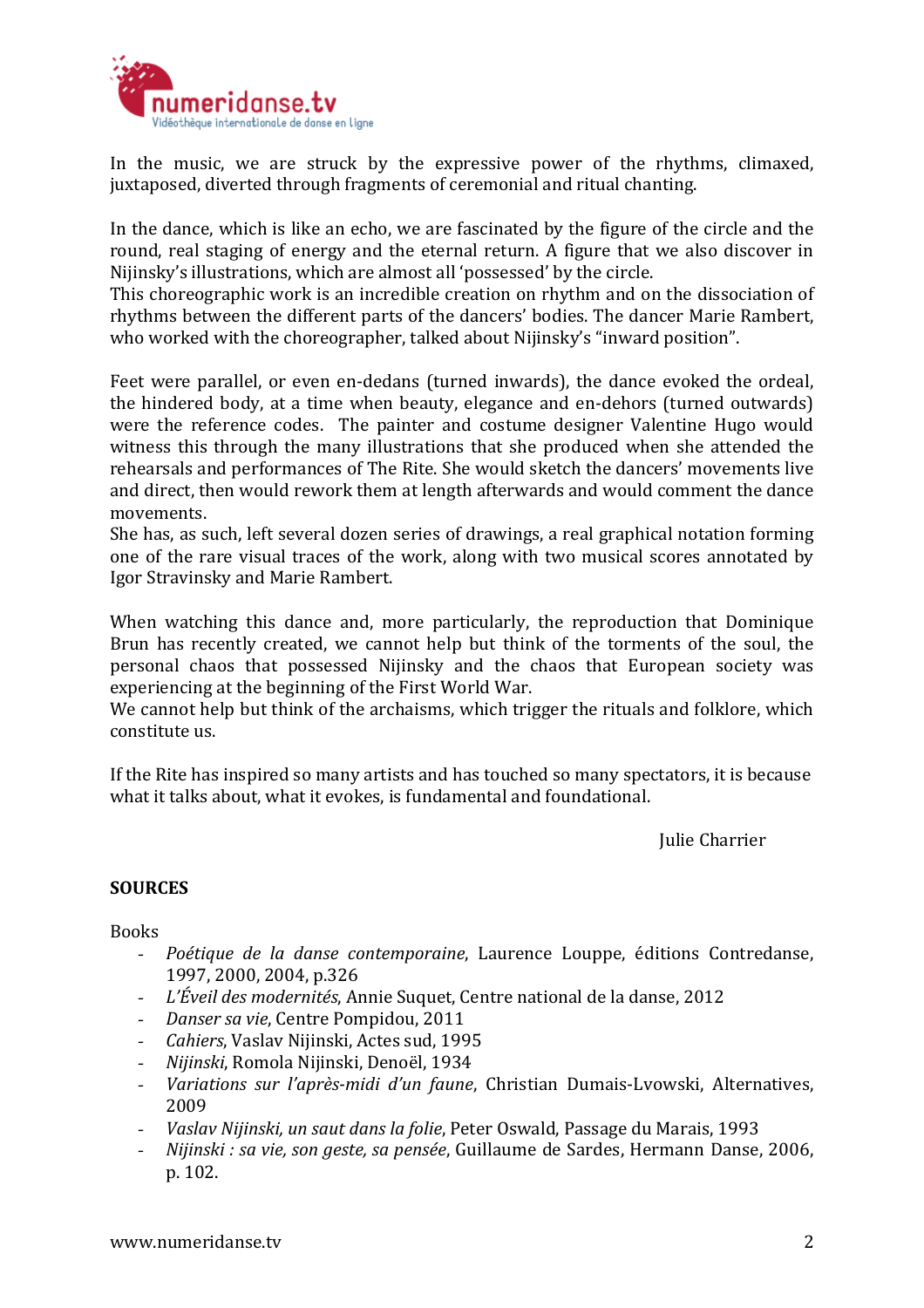In the music, we are struck by the expressive power of the rhythms, climaxed, juxtaposed, diverted through fragments of ceremonial and ritual chanting.

In the dance, which is like an echo, we are fascinated by the figure of the circle and the round, real staging of energy and the eternal return. A figure that we also discover in Nijinsky's illustrations, which are almost all 'possessed' by the circle.
This choreographic work is an incredible creation on rhythm and on the dissociation of rhythms between the different parts of the dancers' bodies. The dancer Marie Rambert, who worked with the choreographer, talked about Nijinsky's "inward position".

Feet were parallel, or even en-dedans (turned inwards), the dance evoked the ordeal, the hindered body, at a time when beauty, elegance and en-dehors (turned outwards) were the reference codes. The painter and costume designer Valentine Hugo would witness this through the many illustrations that she produced when she attended the rehearsals and performances of The Rite. She would sketch the dancers' movements live and direct, then would rework them at length afterwards and would comment the dance movements.
She has, as such, left several dozen series of drawings, a real graphical notation forming one of the rare visual traces of the work, along with two musical scores annotated by Igor Stravinsky and Marie Rambert.

When watching this dance and, more particularly, the reproduction that Dominique Brun has recently created, we cannot help but think of the torments of the soul, the personal chaos that possessed Nijinsky and the chaos that European society was experiencing at the beginning of the First World War.
We cannot help but think of the archaisms, which trigger the rituals and folklore, which constitute us.

If the Rite has inspired so many artists and has touched so many spectators, it is because what it talks about, what it evokes, is fundamental and foundational.

Julie Charrier

**SOURCES**

Books

- *Poétique de la danse contemporaine*, Laurence Louppe, éditions Contredanse, 1997, 2000, 2004, p.326
- *L'Éveil des modernités*, Annie Suquet, Centre national de la danse, 2012
- *Danser sa vie*, Centre Pompidou, 2011
- *Cahiers*, Vaslav Nijinski, Actes sud, 1995
- *Nijinski*, Romola Nijinski, Denoël, 1934
- *Variations sur l'après-midi d'un faune*, Christian Dumais-Lvowski, Alternatives, 2009
- *Vaslav Nijinski, un saut dans la folie*, Peter Oswald, Passage du Marais, 1993
- *Nijinski : sa vie, son geste, sa pensée*, Guillaume de Sardes, Hermann Danse, 2006, p. 102.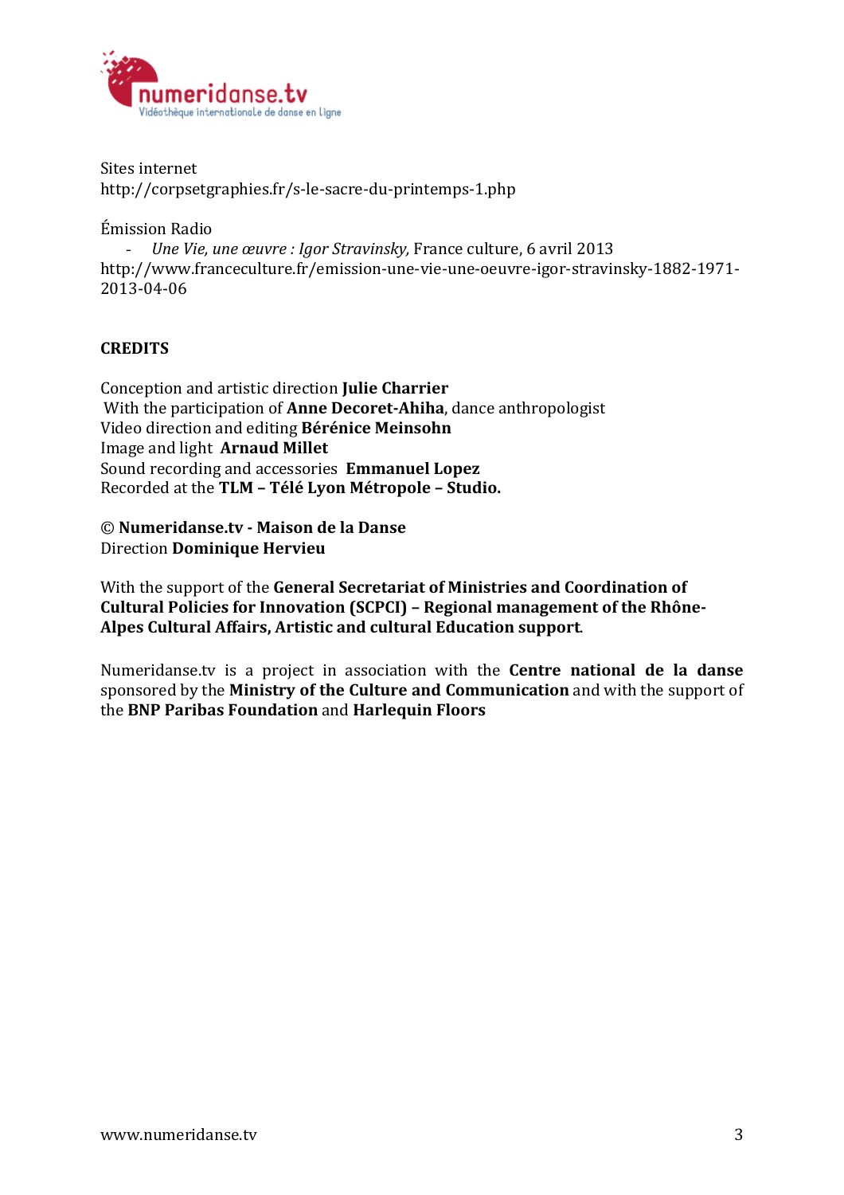Sites internet
http://corpsetgraphies.fr/s-le-sacre-du-printemps-1.php

Émission Radio

- *Une Vie, une œuvre : Igor Stravinsky,* France culture, 6 avril 2013

http://www.franceculture.fr/emission-une-vie-une-oeuvre-igor-stravinsky-1882-1971-2013-04-06

**CREDITS**

Conception and artistic direction **Julie Charrier**
With the participation of **Anne Decoret-Ahiha**, dance anthropologist
Video direction and editing **Bérénice Meinsohn**
Image and light **Arnaud Millet**
Sound recording and accessories **Emmanuel Lopez**
Recorded at the **TLM – Télé Lyon Métropole – Studio.**

© **Numeridanse.tv - Maison de la Danse**
Direction **Dominique Hervieu**

With the support of the **General Secretariat of Ministries and Coordination of Cultural Policies for Innovation (SCPCI) – Regional management of the Rhône-Alpes Cultural Affairs, Artistic and cultural Education support**.

Numeridanse.tv is a project in association with the **Centre national de la danse** sponsored by the **Ministry of the Culture and Communication** and with the support of the **BNP Paribas Foundation** and **Harlequin Floors**